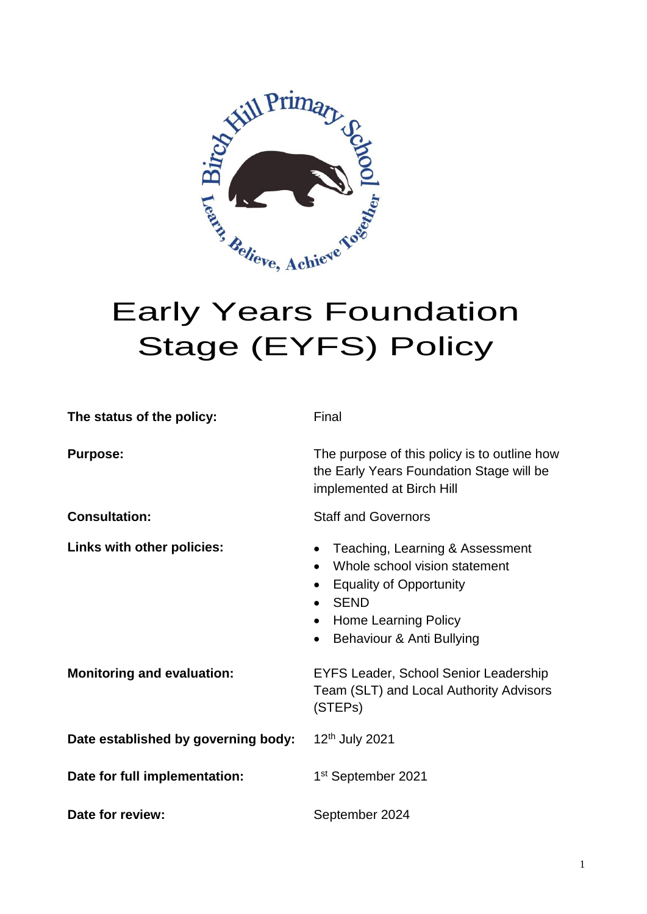# Early Years Foundation Stage (EYFS) Policy

| | |
|---|---|
| **The status of the policy:** | Final |
| **Purpose:** | The purpose of this policy is to outline how the Early Years Foundation Stage will be implemented at Birch Hill |
| **Consultation:** | Staff and Governors |
| **Links with other policies:** | • Teaching, Learning & Assessment<br>• Whole school vision statement<br>• Equality of Opportunity<br>• SEND<br>• Home Learning Policy<br>• Behaviour & Anti Bullying |
| **Monitoring and evaluation:** | EYFS Leader, School Senior Leadership Team (SLT) and Local Authority Advisors (STEPs) |
| **Date established by governing body:** | 12th July 2021 |
| **Date for full implementation:** | 1st September 2021 |
| **Date for review:** | September 2024 |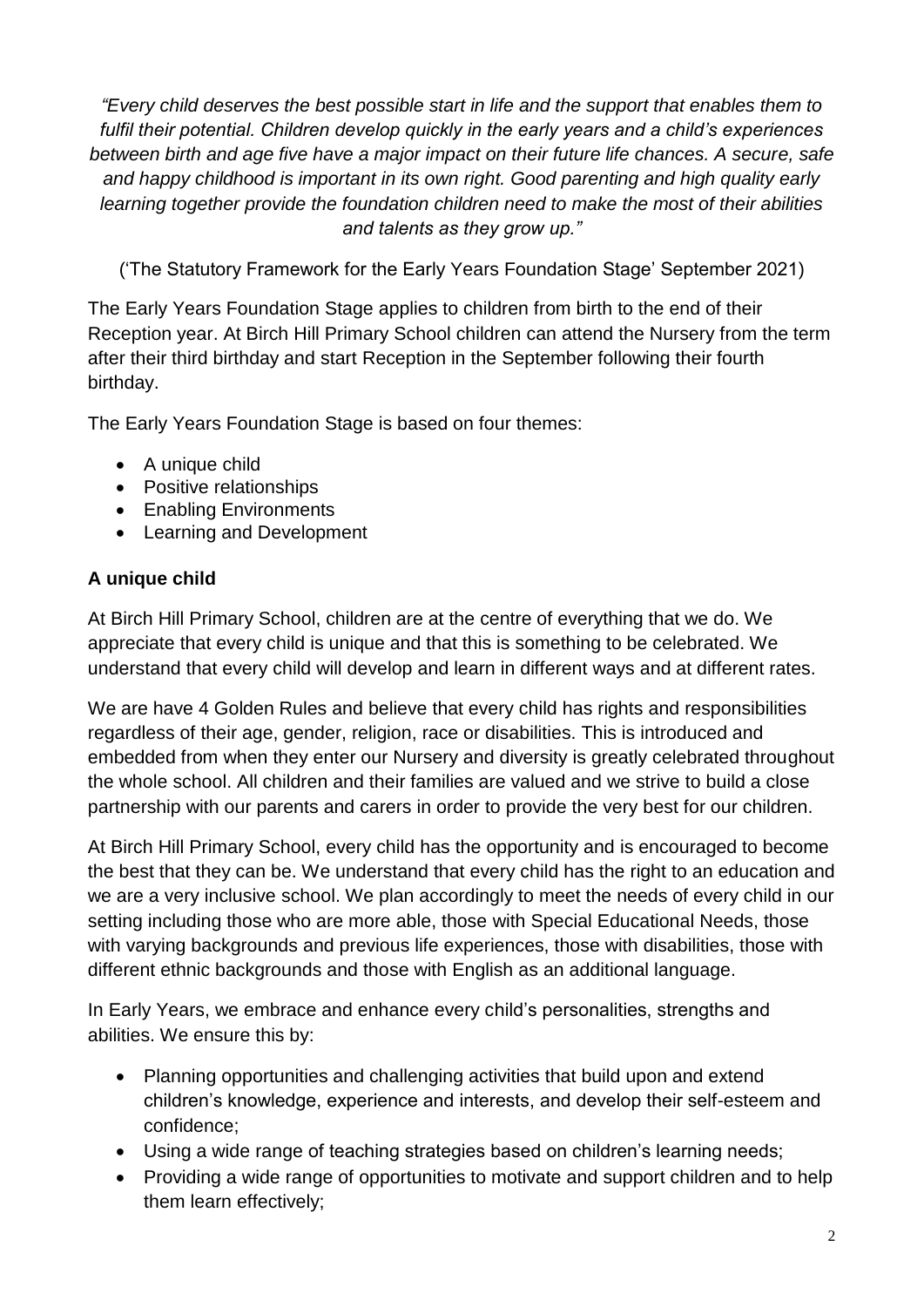*"Every child deserves the best possible start in life and the support that enables them to fulfil their potential. Children develop quickly in the early years and a child's experiences between birth and age five have a major impact on their future life chances. A secure, safe and happy childhood is important in its own right. Good parenting and high quality early learning together provide the foundation children need to make the most of their abilities and talents as they grow up."*

('The Statutory Framework for the Early Years Foundation Stage' September 2021)

The Early Years Foundation Stage applies to children from birth to the end of their Reception year. At Birch Hill Primary School children can attend the Nursery from the term after their third birthday and start Reception in the September following their fourth birthday.

The Early Years Foundation Stage is based on four themes:

- A unique child
- Positive relationships
- Enabling Environments
- Learning and Development

**A unique child**

At Birch Hill Primary School, children are at the centre of everything that we do. We appreciate that every child is unique and that this is something to be celebrated. We understand that every child will develop and learn in different ways and at different rates.

We are have 4 Golden Rules and believe that every child has rights and responsibilities regardless of their age, gender, religion, race or disabilities. This is introduced and embedded from when they enter our Nursery and diversity is greatly celebrated throughout the whole school. All children and their families are valued and we strive to build a close partnership with our parents and carers in order to provide the very best for our children.

At Birch Hill Primary School, every child has the opportunity and is encouraged to become the best that they can be. We understand that every child has the right to an education and we are a very inclusive school. We plan accordingly to meet the needs of every child in our setting including those who are more able, those with Special Educational Needs, those with varying backgrounds and previous life experiences, those with disabilities, those with different ethnic backgrounds and those with English as an additional language.

In Early Years, we embrace and enhance every child's personalities, strengths and abilities. We ensure this by:

- Planning opportunities and challenging activities that build upon and extend children's knowledge, experience and interests, and develop their self-esteem and confidence;
- Using a wide range of teaching strategies based on children's learning needs;
- Providing a wide range of opportunities to motivate and support children and to help them learn effectively;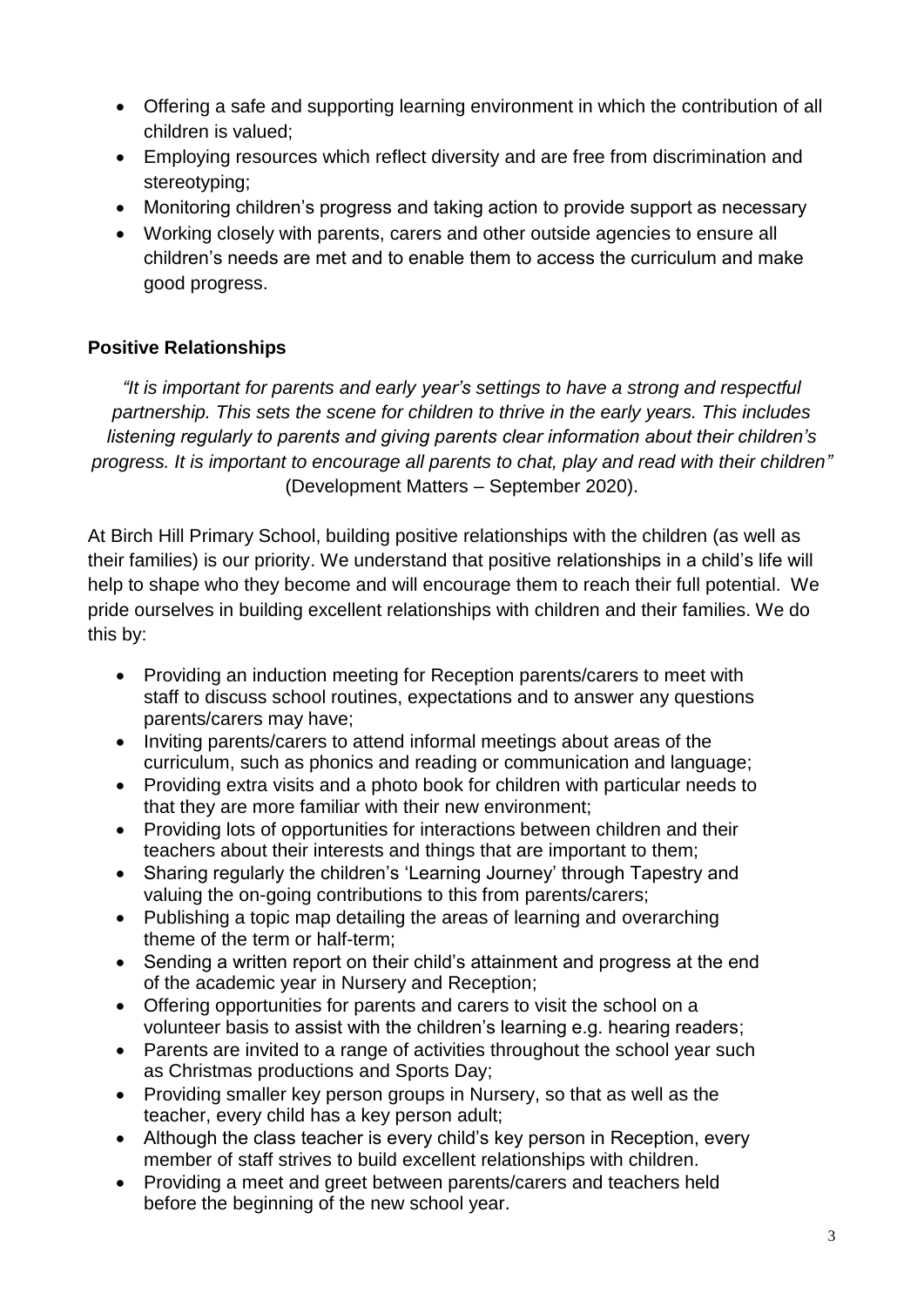- Offering a safe and supporting learning environment in which the contribution of all children is valued;
- Employing resources which reflect diversity and are free from discrimination and stereotyping;
- Monitoring children's progress and taking action to provide support as necessary
- Working closely with parents, carers and other outside agencies to ensure all children's needs are met and to enable them to access the curriculum and make good progress.

**Positive Relationships**

*"It is important for parents and early year's settings to have a strong and respectful partnership. This sets the scene for children to thrive in the early years. This includes listening regularly to parents and giving parents clear information about their children's progress. It is important to encourage all parents to chat, play and read with their children"* (Development Matters – September 2020).

At Birch Hill Primary School, building positive relationships with the children (as well as their families) is our priority. We understand that positive relationships in a child's life will help to shape who they become and will encourage them to reach their full potential. We pride ourselves in building excellent relationships with children and their families. We do this by:

- Providing an induction meeting for Reception parents/carers to meet with staff to discuss school routines, expectations and to answer any questions parents/carers may have;
- Inviting parents/carers to attend informal meetings about areas of the curriculum, such as phonics and reading or communication and language;
- Providing extra visits and a photo book for children with particular needs to that they are more familiar with their new environment;
- Providing lots of opportunities for interactions between children and their teachers about their interests and things that are important to them;
- Sharing regularly the children's 'Learning Journey' through Tapestry and valuing the on-going contributions to this from parents/carers;
- Publishing a topic map detailing the areas of learning and overarching theme of the term or half-term;
- Sending a written report on their child's attainment and progress at the end of the academic year in Nursery and Reception;
- Offering opportunities for parents and carers to visit the school on a volunteer basis to assist with the children's learning e.g. hearing readers;
- Parents are invited to a range of activities throughout the school year such as Christmas productions and Sports Day;
- Providing smaller key person groups in Nursery, so that as well as the teacher, every child has a key person adult;
- Although the class teacher is every child's key person in Reception, every member of staff strives to build excellent relationships with children.
- Providing a meet and greet between parents/carers and teachers held before the beginning of the new school year.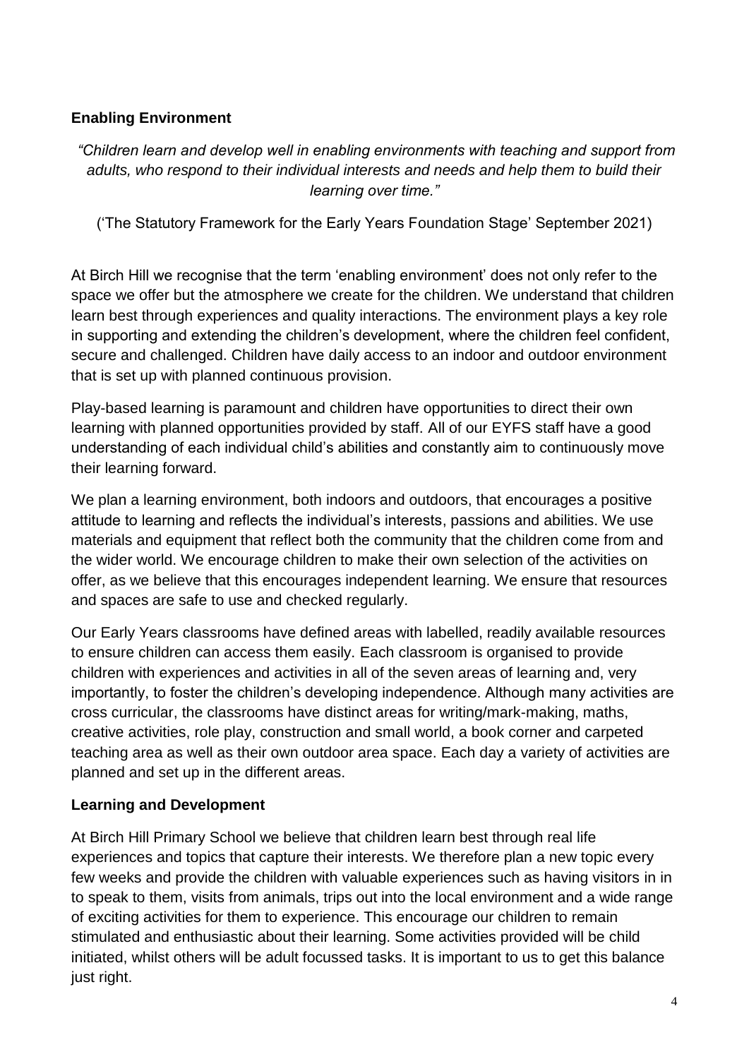## Enabling Environment

*"Children learn and develop well in enabling environments with teaching and support from adults, who respond to their individual interests and needs and help them to build their learning over time."*

('The Statutory Framework for the Early Years Foundation Stage' September 2021)

At Birch Hill we recognise that the term 'enabling environment' does not only refer to the space we offer but the atmosphere we create for the children. We understand that children learn best through experiences and quality interactions. The environment plays a key role in supporting and extending the children's development, where the children feel confident, secure and challenged. Children have daily access to an indoor and outdoor environment that is set up with planned continuous provision.

Play-based learning is paramount and children have opportunities to direct their own learning with planned opportunities provided by staff. All of our EYFS staff have a good understanding of each individual child's abilities and constantly aim to continuously move their learning forward.

We plan a learning environment, both indoors and outdoors, that encourages a positive attitude to learning and reflects the individual's interests, passions and abilities. We use materials and equipment that reflect both the community that the children come from and the wider world. We encourage children to make their own selection of the activities on offer, as we believe that this encourages independent learning. We ensure that resources and spaces are safe to use and checked regularly.

Our Early Years classrooms have defined areas with labelled, readily available resources to ensure children can access them easily. Each classroom is organised to provide children with experiences and activities in all of the seven areas of learning and, very importantly, to foster the children's developing independence. Although many activities are cross curricular, the classrooms have distinct areas for writing/mark-making, maths, creative activities, role play, construction and small world, a book corner and carpeted teaching area as well as their own outdoor area space. Each day a variety of activities are planned and set up in the different areas.

## Learning and Development

At Birch Hill Primary School we believe that children learn best through real life experiences and topics that capture their interests. We therefore plan a new topic every few weeks and provide the children with valuable experiences such as having visitors in in to speak to them, visits from animals, trips out into the local environment and a wide range of exciting activities for them to experience. This encourage our children to remain stimulated and enthusiastic about their learning. Some activities provided will be child initiated, whilst others will be adult focussed tasks. It is important to us to get this balance just right.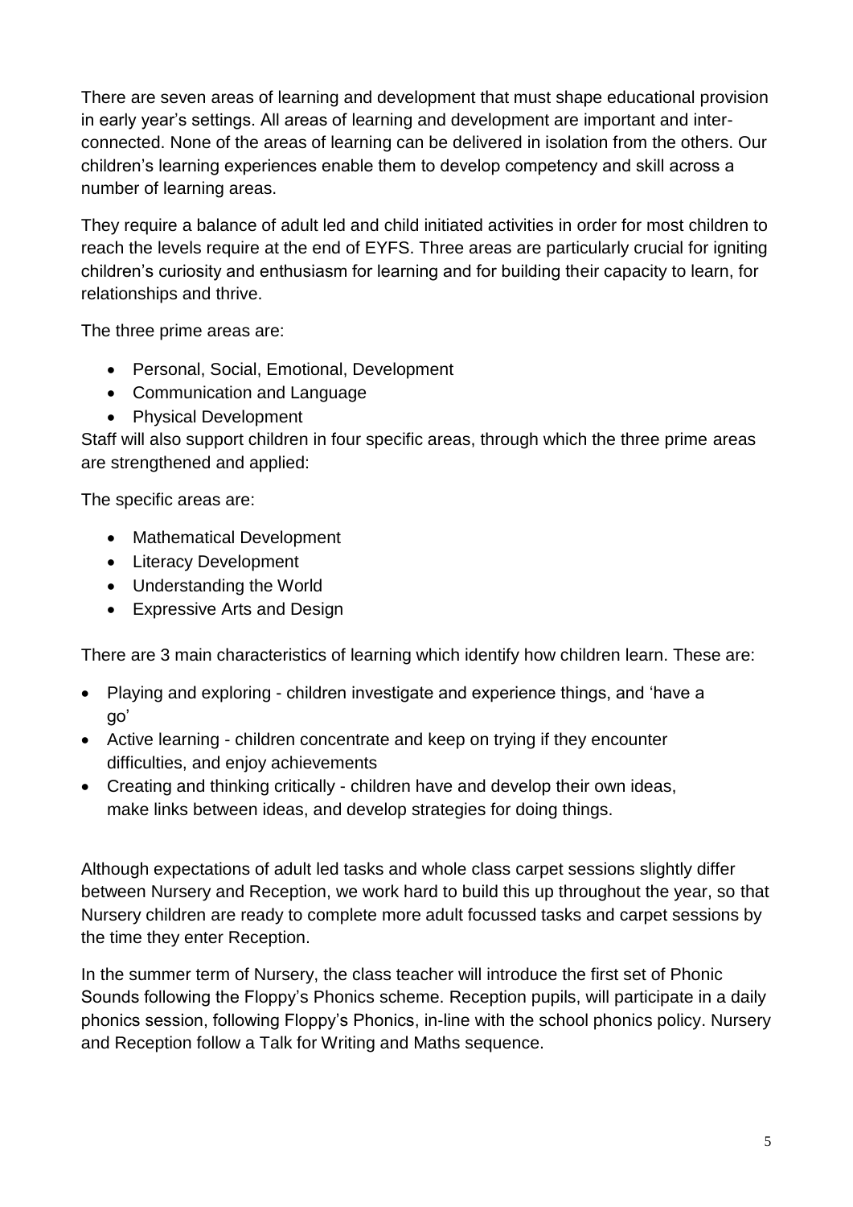There are seven areas of learning and development that must shape educational provision in early year's settings. All areas of learning and development are important and inter-connected. None of the areas of learning can be delivered in isolation from the others. Our children's learning experiences enable them to develop competency and skill across a number of learning areas.

They require a balance of adult led and child initiated activities in order for most children to reach the levels require at the end of EYFS. Three areas are particularly crucial for igniting children's curiosity and enthusiasm for learning and for building their capacity to learn, for relationships and thrive.

The three prime areas are:

- Personal, Social, Emotional, Development
- Communication and Language
- Physical Development

Staff will also support children in four specific areas, through which the three prime areas are strengthened and applied:

The specific areas are:

- Mathematical Development
- Literacy Development
- Understanding the World
- Expressive Arts and Design

There are 3 main characteristics of learning which identify how children learn. These are:

- Playing and exploring - children investigate and experience things, and 'have a go'
- Active learning - children concentrate and keep on trying if they encounter difficulties, and enjoy achievements
- Creating and thinking critically - children have and develop their own ideas, make links between ideas, and develop strategies for doing things.

Although expectations of adult led tasks and whole class carpet sessions slightly differ between Nursery and Reception, we work hard to build this up throughout the year, so that Nursery children are ready to complete more adult focussed tasks and carpet sessions by the time they enter Reception.

In the summer term of Nursery, the class teacher will introduce the first set of Phonic Sounds following the Floppy's Phonics scheme. Reception pupils, will participate in a daily phonics session, following Floppy's Phonics, in-line with the school phonics policy. Nursery and Reception follow a Talk for Writing and Maths sequence.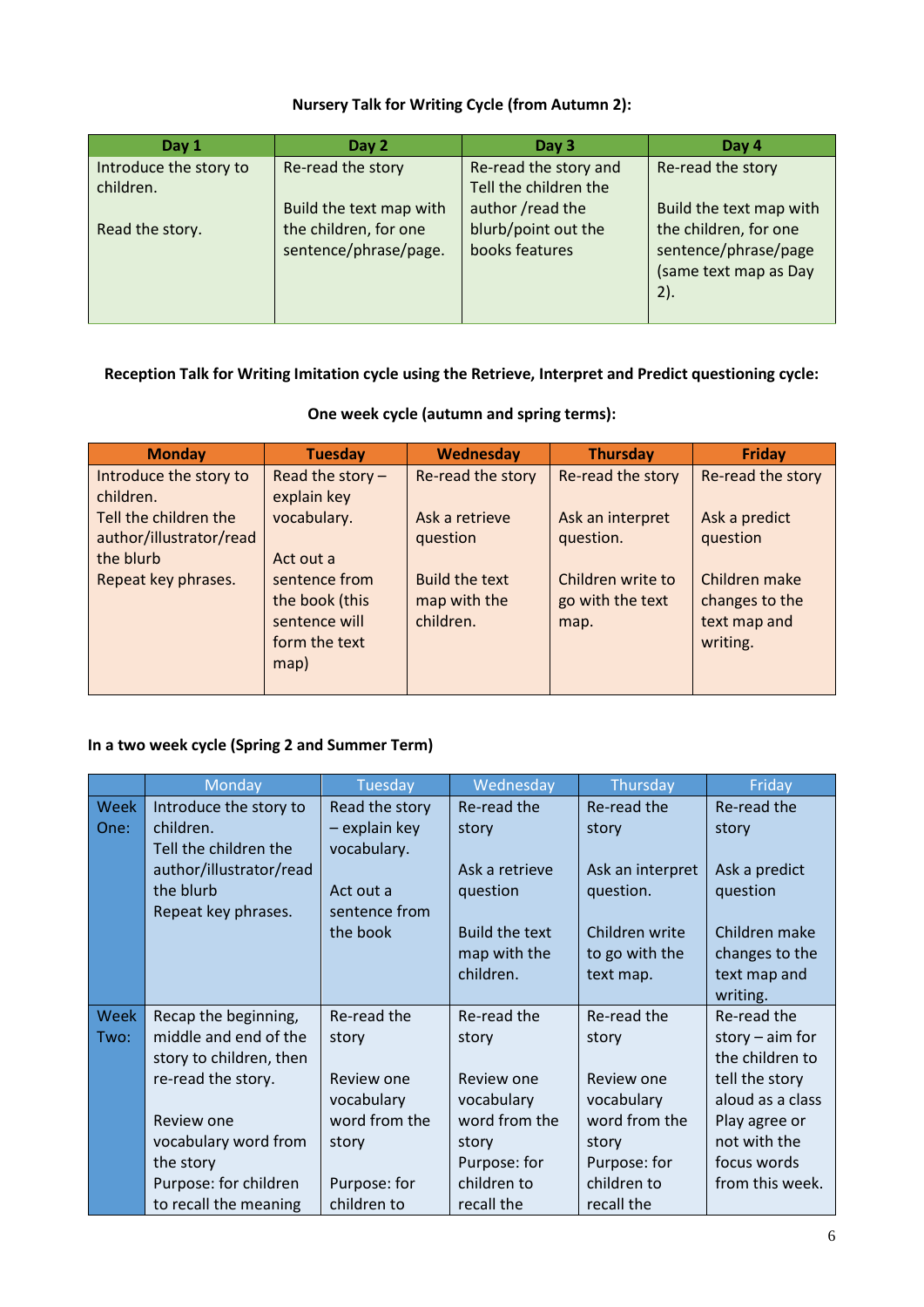**Nursery Talk for Writing Cycle (from Autumn 2):**

| Day 1 | Day 2 | Day 3 | Day 4 |
|---|---|---|---|
| Introduce the story to children.<br><br>Read the story. | Re-read the story<br><br>Build the text map with the children, for one sentence/phrase/page. | Re-read the story and Tell the children the author /read the blurb/point out the books features | Re-read the story<br><br>Build the text map with the children, for one sentence/phrase/page (same text map as Day 2). |

**Reception Talk for Writing Imitation cycle using the Retrieve, Interpret and Predict questioning cycle:**

**One week cycle (autumn and spring terms):**

| Monday | Tuesday | Wednesday | Thursday | Friday |
|---|---|---|---|---|
| Introduce the story to children.<br>Tell the children the author/illustrator/read the blurb<br>Repeat key phrases. | Read the story – explain key vocabulary.<br><br>Act out a sentence from the book (this sentence will form the text map) | Re-read the story<br><br>Ask a retrieve question<br><br>Build the text map with the children. | Re-read the story<br><br>Ask an interpret question.<br><br>Children write to go with the text map. | Re-read the story<br><br>Ask a predict question<br><br>Children make changes to the text map and writing. |

**In a two week cycle (Spring 2 and Summer Term)**

| | Monday | Tuesday | Wednesday | Thursday | Friday |
|---|---|---|---|---|---|
| Week One: | Introduce the story to children.<br>Tell the children the author/illustrator/read the blurb<br>Repeat key phrases. | Read the story – explain key vocabulary.<br><br>Act out a sentence from the book | Re-read the story<br><br>Ask a retrieve question<br><br>Build the text map with the children. | Re-read the story<br><br>Ask an interpret question.<br><br>Children write to go with the text map. | Re-read the story<br><br>Ask a predict question<br><br>Children make changes to the text map and writing. |
| Week Two: | Recap the beginning, middle and end of the story to children, then re-read the story.<br><br>Review one vocabulary word from the story<br>Purpose: for children to recall the meaning | Re-read the story<br><br>Review one vocabulary word from the story<br><br>Purpose: for children to | Re-read the story<br><br>Review one vocabulary word from the story<br>Purpose: for children to recall the | Re-read the story<br><br>Review one vocabulary word from the story<br>Purpose: for children to recall the | Re-read the story – aim for the children to tell the story aloud as a class<br>Play agree or not with the focus words from this week. |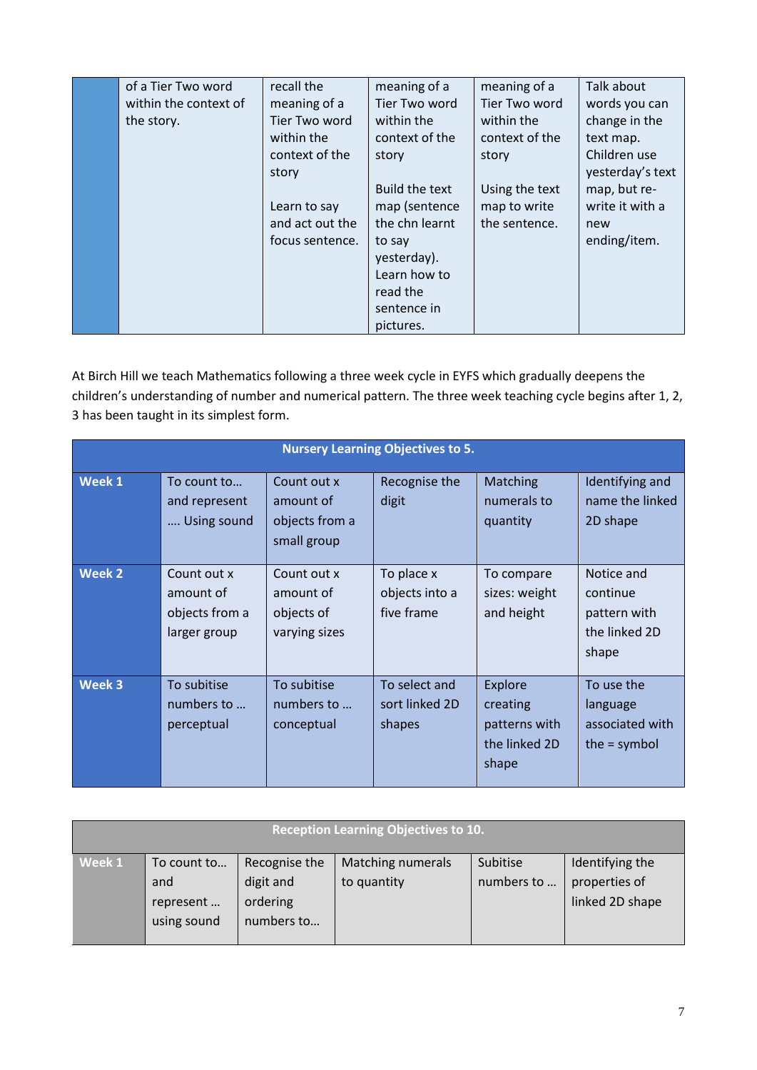|  | of a Tier Two word within the context of the story. | recall the meaning of a Tier Two word within the context of the story<br><br>Learn to say and act out the focus sentence. | meaning of a Tier Two word within the context of the story<br><br>Build the text map (sentence the chn learnt to say yesterday). Learn how to read the sentence in pictures. | meaning of a Tier Two word within the context of the story<br><br>Using the text map to write the sentence. | Talk about words you can change in the text map. Children use yesterday's text map, but re-write it with a new ending/item. |
|---|---|---|---|---|---|

At Birch Hill we teach Mathematics following a three week cycle in EYFS which gradually deepens the children's understanding of number and numerical pattern. The three week teaching cycle begins after 1, 2, 3 has been taught in its simplest form.

| **Nursery Learning Objectives to 5.** | | | | | |
|---|---|---|---|---|---|
| **Week 1** | To count to… and represent …. Using sound | Count out x amount of objects from a small group | Recognise the digit | Matching numerals to quantity | Identifying and name the linked 2D shape |
| **Week 2** | Count out x amount of objects from a larger group | Count out x amount of objects of varying sizes | To place x objects into a five frame | To compare sizes: weight and height | Notice and continue pattern with the linked 2D shape |
| **Week 3** | To subitise numbers to … perceptual | To subitise numbers to … conceptual | To select and sort linked 2D shapes | Explore creating patterns with the linked 2D shape | To use the language associated with the = symbol |

| **Reception Learning Objectives to 10.** | | | | | |
|---|---|---|---|---|---|
| **Week 1** | To count to… and represent … using sound | Recognise the digit and ordering numbers to… | Matching numerals to quantity | Subitise numbers to … | Identifying the properties of linked 2D shape |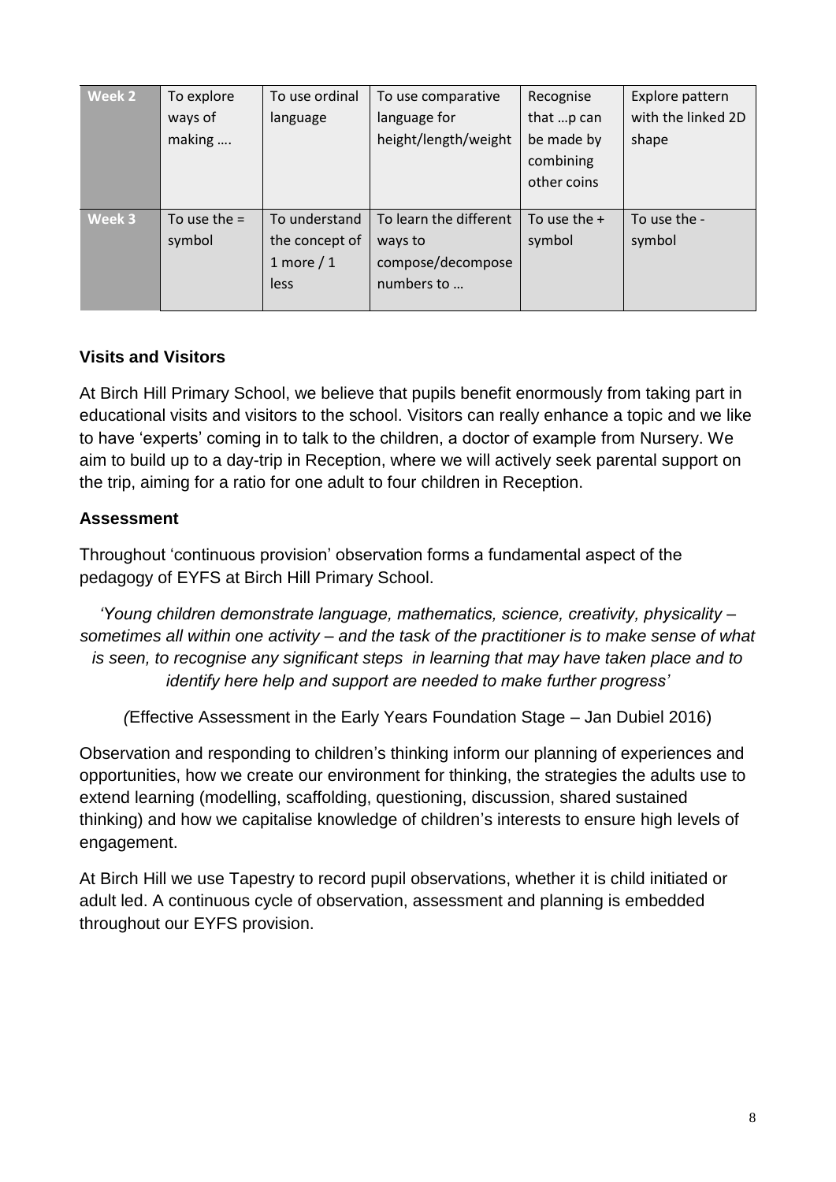| Week 2 | To explore ways of making …. | To use ordinal language | To use comparative language for height/length/weight | Recognise that …p can be made by combining other coins | Explore pattern with the linked 2D shape |
|---|---|---|---|---|---|
| Week 3 | To use the = symbol | To understand the concept of 1 more / 1 less | To learn the different ways to compose/decompose numbers to … | To use the + symbol | To use the - symbol |

**Visits and Visitors**

At Birch Hill Primary School, we believe that pupils benefit enormously from taking part in educational visits and visitors to the school. Visitors can really enhance a topic and we like to have 'experts' coming in to talk to the children, a doctor of example from Nursery. We aim to build up to a day-trip in Reception, where we will actively seek parental support on the trip, aiming for a ratio for one adult to four children in Reception.

**Assessment**

Throughout 'continuous provision' observation forms a fundamental aspect of the pedagogy of EYFS at Birch Hill Primary School.

*'Young children demonstrate language, mathematics, science, creativity, physicality – sometimes all within one activity – and the task of the practitioner is to make sense of what is seen, to recognise any significant steps in learning that may have taken place and to identify here help and support are needed to make further progress'*

*(*Effective Assessment in the Early Years Foundation Stage – Jan Dubiel 2016)

Observation and responding to children's thinking inform our planning of experiences and opportunities, how we create our environment for thinking, the strategies the adults use to extend learning (modelling, scaffolding, questioning, discussion, shared sustained thinking) and how we capitalise knowledge of children's interests to ensure high levels of engagement.

At Birch Hill we use Tapestry to record pupil observations, whether it is child initiated or adult led. A continuous cycle of observation, assessment and planning is embedded throughout our EYFS provision.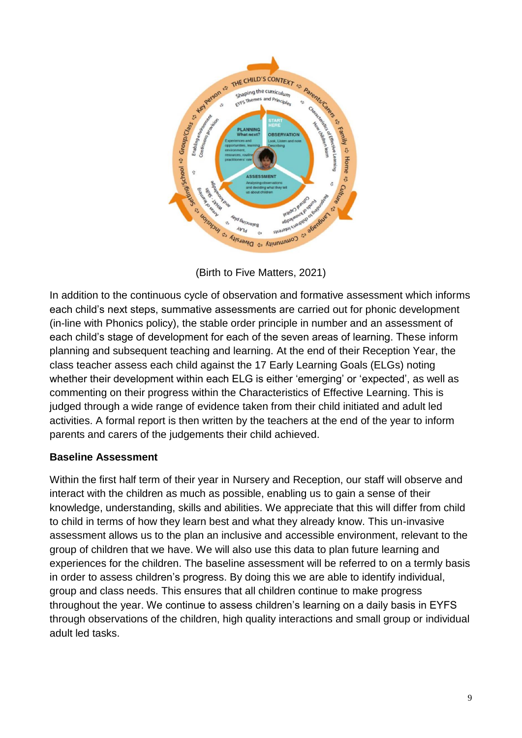(Birth to Five Matters, 2021)

In addition to the continuous cycle of observation and formative assessment which informs each child's next steps, summative assessments are carried out for phonic development (in-line with Phonics policy), the stable order principle in number and an assessment of each child's stage of development for each of the seven areas of learning. These inform planning and subsequent teaching and learning. At the end of their Reception Year, the class teacher assess each child against the 17 Early Learning Goals (ELGs) noting whether their development within each ELG is either 'emerging' or 'expected', as well as commenting on their progress within the Characteristics of Effective Learning. This is judged through a wide range of evidence taken from their child initiated and adult led activities. A formal report is then written by the teachers at the end of the year to inform parents and carers of the judgements their child achieved.

**Baseline Assessment**

Within the first half term of their year in Nursery and Reception, our staff will observe and interact with the children as much as possible, enabling us to gain a sense of their knowledge, understanding, skills and abilities. We appreciate that this will differ from child to child in terms of how they learn best and what they already know. This un-invasive assessment allows us to the plan an inclusive and accessible environment, relevant to the group of children that we have. We will also use this data to plan future learning and experiences for the children. The baseline assessment will be referred to on a termly basis in order to assess children's progress. By doing this we are able to identify individual, group and class needs. This ensures that all children continue to make progress throughout the year. We continue to assess children's learning on a daily basis in EYFS through observations of the children, high quality interactions and small group or individual adult led tasks.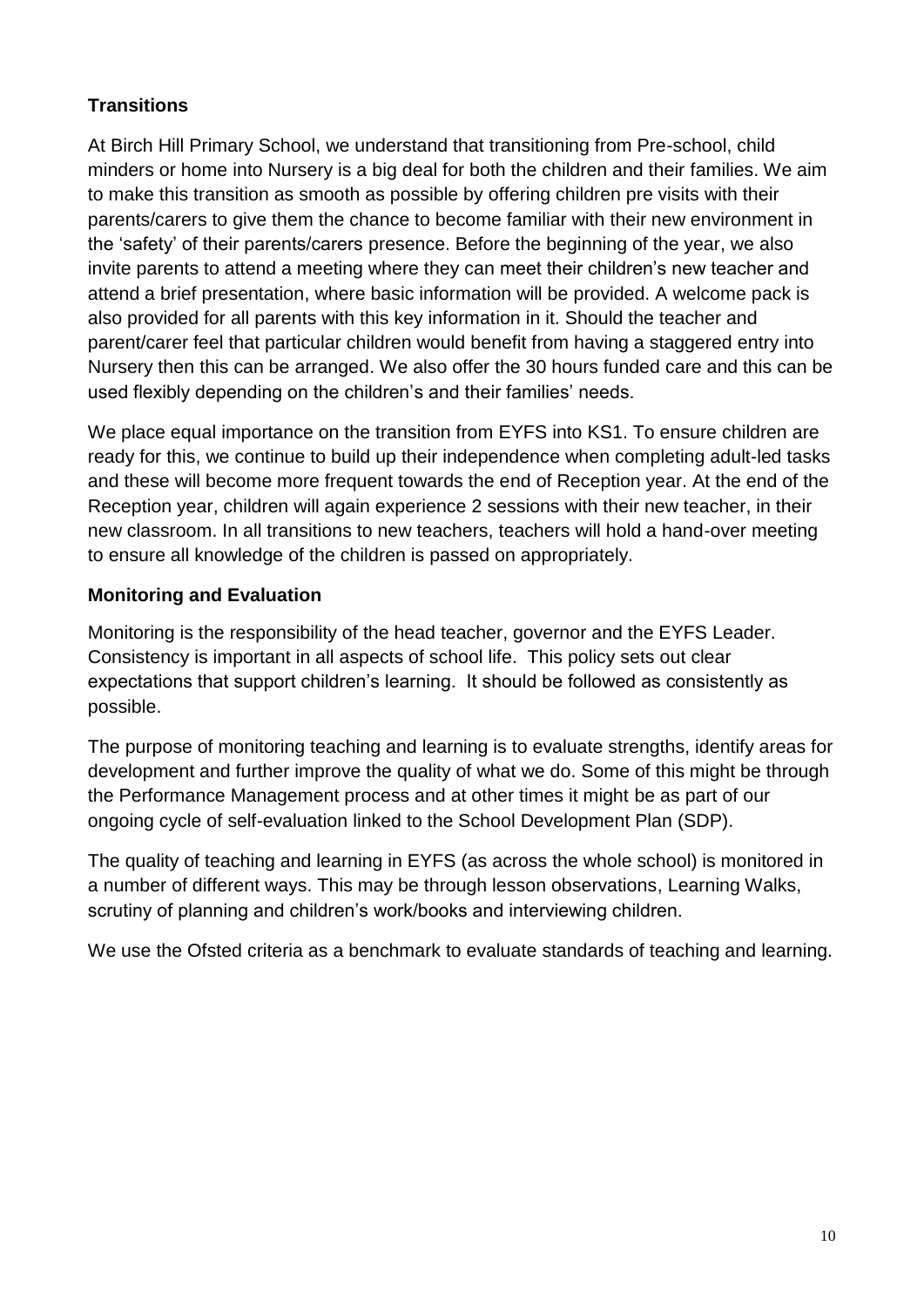## Transitions

At Birch Hill Primary School, we understand that transitioning from Pre-school, child minders or home into Nursery is a big deal for both the children and their families. We aim to make this transition as smooth as possible by offering children pre visits with their parents/carers to give them the chance to become familiar with their new environment in the 'safety' of their parents/carers presence. Before the beginning of the year, we also invite parents to attend a meeting where they can meet their children's new teacher and attend a brief presentation, where basic information will be provided. A welcome pack is also provided for all parents with this key information in it. Should the teacher and parent/carer feel that particular children would benefit from having a staggered entry into Nursery then this can be arranged. We also offer the 30 hours funded care and this can be used flexibly depending on the children's and their families' needs.

We place equal importance on the transition from EYFS into KS1. To ensure children are ready for this, we continue to build up their independence when completing adult-led tasks and these will become more frequent towards the end of Reception year. At the end of the Reception year, children will again experience 2 sessions with their new teacher, in their new classroom. In all transitions to new teachers, teachers will hold a hand-over meeting to ensure all knowledge of the children is passed on appropriately.

## Monitoring and Evaluation

Monitoring is the responsibility of the head teacher, governor and the EYFS Leader. Consistency is important in all aspects of school life. This policy sets out clear expectations that support children's learning. It should be followed as consistently as possible.

The purpose of monitoring teaching and learning is to evaluate strengths, identify areas for development and further improve the quality of what we do. Some of this might be through the Performance Management process and at other times it might be as part of our ongoing cycle of self-evaluation linked to the School Development Plan (SDP).

The quality of teaching and learning in EYFS (as across the whole school) is monitored in a number of different ways. This may be through lesson observations, Learning Walks, scrutiny of planning and children's work/books and interviewing children.

We use the Ofsted criteria as a benchmark to evaluate standards of teaching and learning.